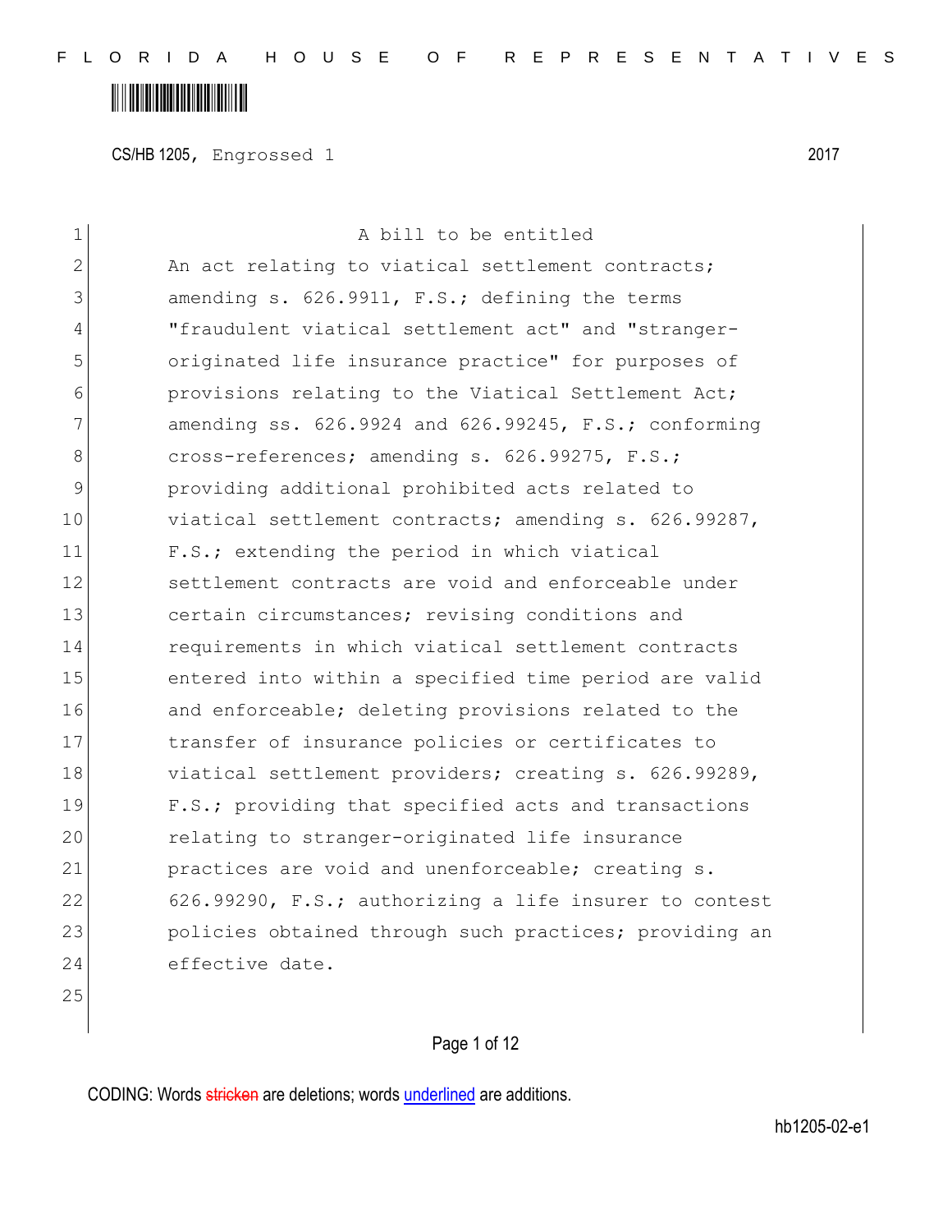CS/HB 1205, Engrossed 1 2017

A bill to be entitled

An act relating to viatical settlement contracts; amending s. 626.9911, F.S.; defining the terms "fraudulent viatical settlement act" and "stranger-originated life insurance practice" for purposes of provisions relating to the Viatical Settlement Act; amending ss. 626.9924 and 626.99245, F.S.; conforming cross-references; amending s. 626.99275, F.S.; providing additional prohibited acts related to viatical settlement contracts; amending s. 626.99287, F.S.; extending the period in which viatical settlement contracts are void and enforceable under certain circumstances; revising conditions and requirements in which viatical settlement contracts entered into within a specified time period are valid and enforceable; deleting provisions related to the transfer of insurance policies or certificates to viatical settlement providers; creating s. 626.99289, F.S.; providing that specified acts and transactions relating to stranger-originated life insurance practices are void and unenforceable; creating s. 626.99290, F.S.; authorizing a life insurer to contest policies obtained through such practices; providing an effective date.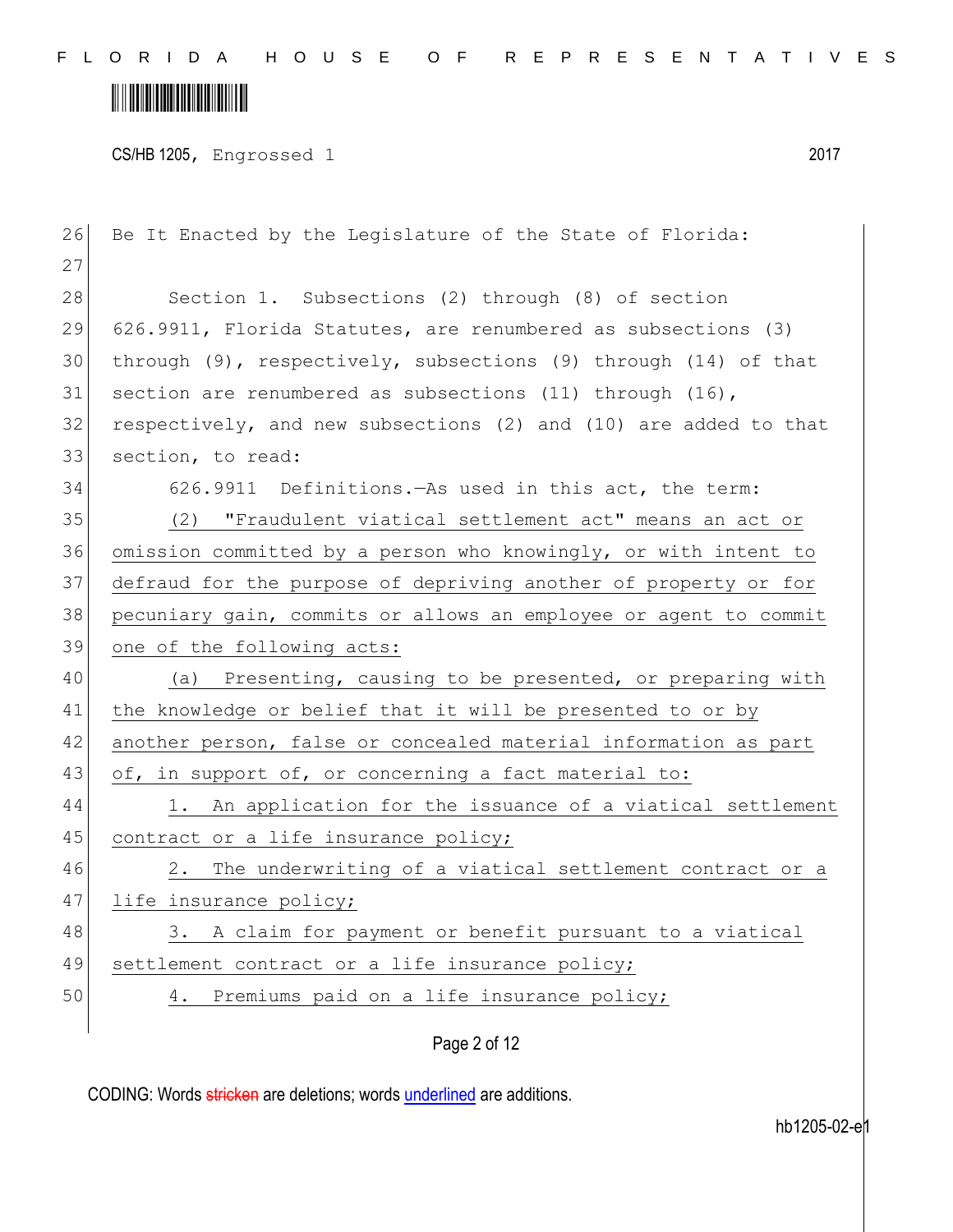Be It Enacted by the Legislature of the State of Florida:

Section 1. Subsections (2) through (8) of section 626.9911, Florida Statutes, are renumbered as subsections (3) through (9), respectively, subsections (9) through (14) of that section are renumbered as subsections (11) through (16), respectively, and new subsections (2) and (10) are added to that section, to read:

626.9911 Definitions.—As used in this act, the term:

(2) "Fraudulent viatical settlement act" means an act or omission committed by a person who knowingly, or with intent to defraud for the purpose of depriving another of property or for pecuniary gain, commits or allows an employee or agent to commit one of the following acts:

(a) Presenting, causing to be presented, or preparing with the knowledge or belief that it will be presented to or by another person, false or concealed material information as part of, in support of, or concerning a fact material to:

1. An application for the issuance of a viatical settlement contract or a life insurance policy;

2. The underwriting of a viatical settlement contract or a life insurance policy;

3. A claim for payment or benefit pursuant to a viatical settlement contract or a life insurance policy;

4. Premiums paid on a life insurance policy;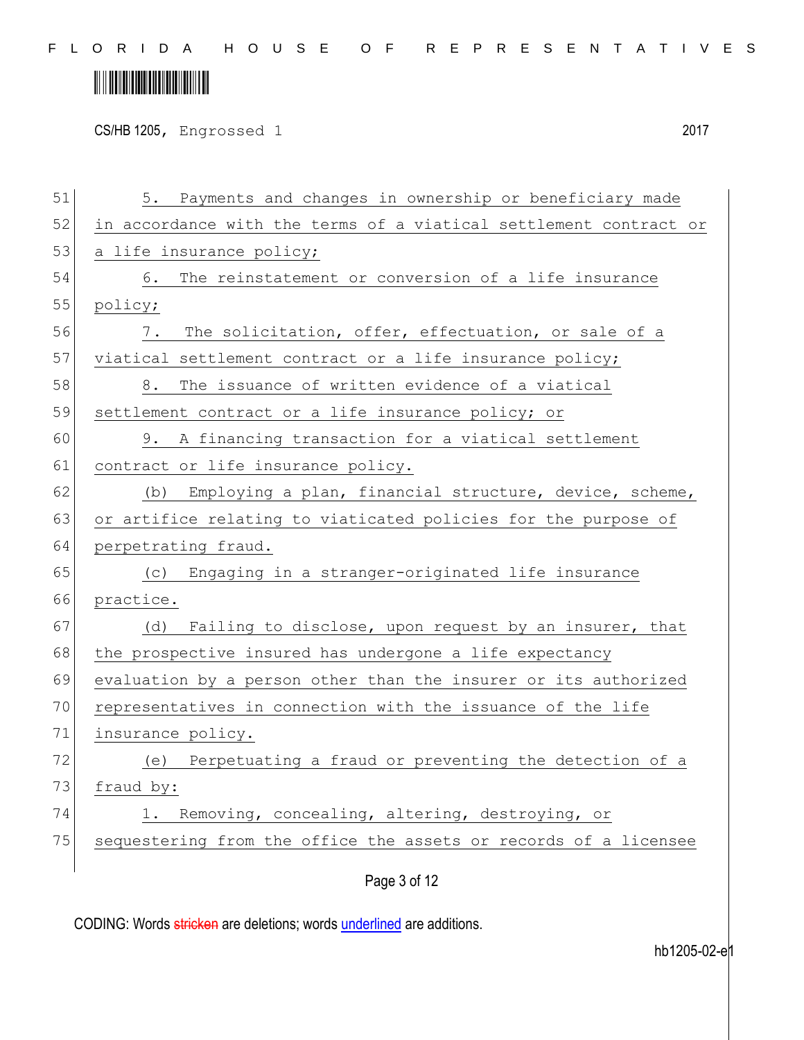5. Payments and changes in ownership or beneficiary made in accordance with the terms of a viatical settlement contract or a life insurance policy;

6. The reinstatement or conversion of a life insurance policy;

7. The solicitation, offer, effectuation, or sale of a viatical settlement contract or a life insurance policy;

8. The issuance of written evidence of a viatical settlement contract or a life insurance policy; or

9. A financing transaction for a viatical settlement contract or life insurance policy.

(b) Employing a plan, financial structure, device, scheme, or artifice relating to viaticated policies for the purpose of perpetrating fraud.

(c) Engaging in a stranger-originated life insurance practice.

(d) Failing to disclose, upon request by an insurer, that the prospective insured has undergone a life expectancy evaluation by a person other than the insurer or its authorized representatives in connection with the issuance of the life insurance policy.

(e) Perpetuating a fraud or preventing the detection of a fraud by:

1. Removing, concealing, altering, destroying, or sequestering from the office the assets or records of a licensee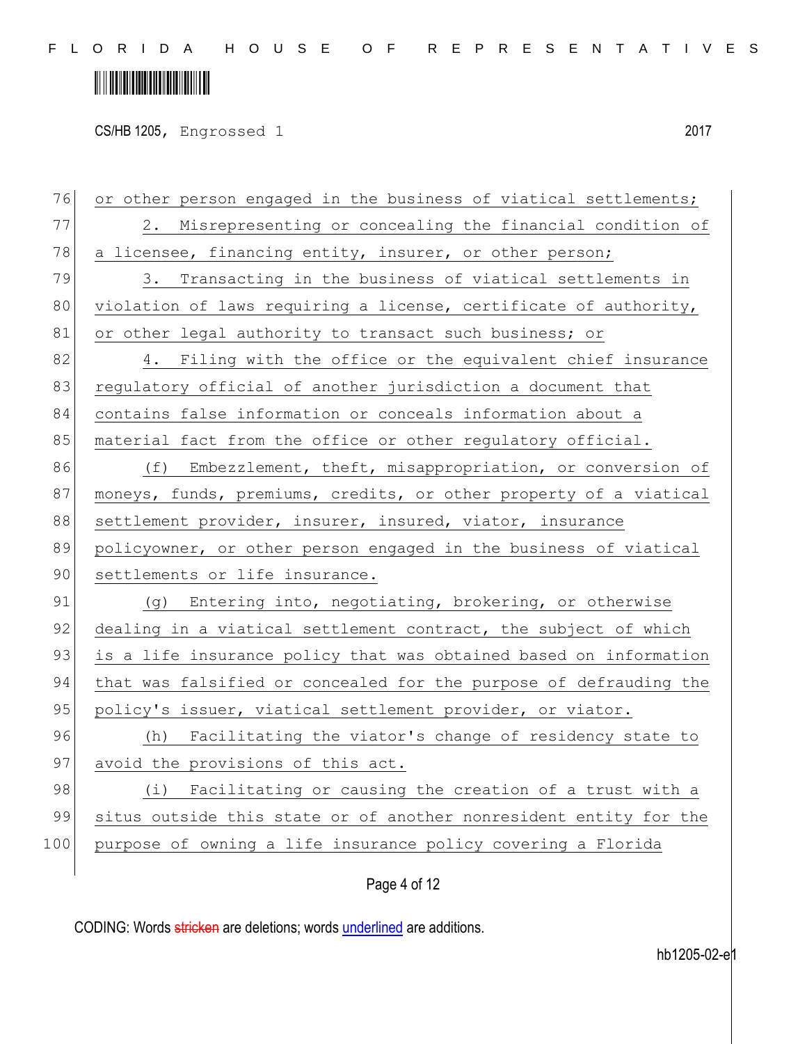or other person engaged in the business of viatical settlements;

2. Misrepresenting or concealing the financial condition of a licensee, financing entity, insurer, or other person;

3. Transacting in the business of viatical settlements in violation of laws requiring a license, certificate of authority, or other legal authority to transact such business; or

4. Filing with the office or the equivalent chief insurance regulatory official of another jurisdiction a document that contains false information or conceals information about a material fact from the office or other regulatory official.

(f) Embezzlement, theft, misappropriation, or conversion of moneys, funds, premiums, credits, or other property of a viatical settlement provider, insurer, insured, viator, insurance policyowner, or other person engaged in the business of viatical settlements or life insurance.

(g) Entering into, negotiating, brokering, or otherwise dealing in a viatical settlement contract, the subject of which is a life insurance policy that was obtained based on information that was falsified or concealed for the purpose of defrauding the policy's issuer, viatical settlement provider, or viator.

(h) Facilitating the viator's change of residency state to avoid the provisions of this act.

(i) Facilitating or causing the creation of a trust with a situs outside this state or of another nonresident entity for the purpose of owning a life insurance policy covering a Florida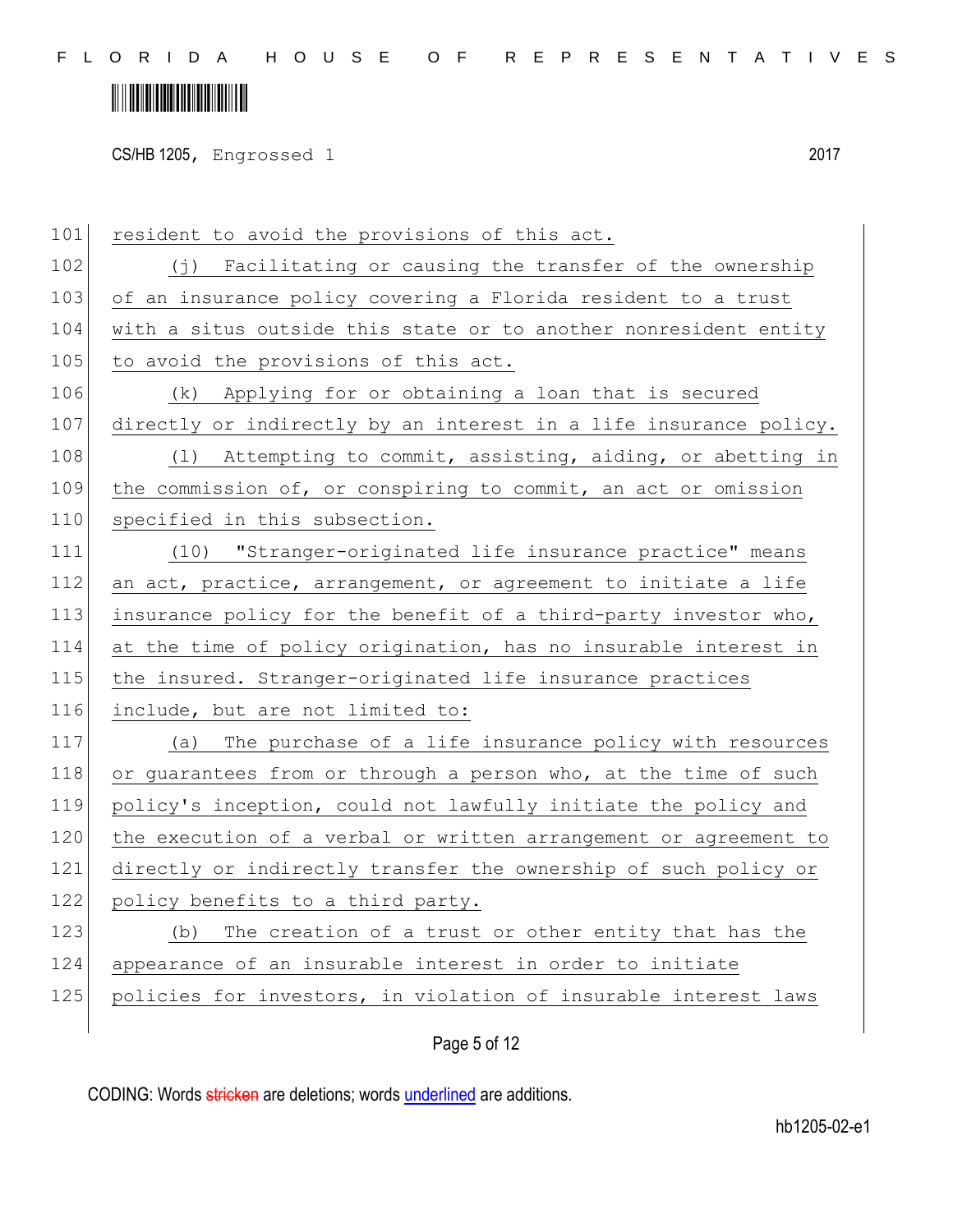resident to avoid the provisions of this act.

(j) Facilitating or causing the transfer of the ownership of an insurance policy covering a Florida resident to a trust with a situs outside this state or to another nonresident entity to avoid the provisions of this act.

(k) Applying for or obtaining a loan that is secured directly or indirectly by an interest in a life insurance policy.

(l) Attempting to commit, assisting, aiding, or abetting in the commission of, or conspiring to commit, an act or omission specified in this subsection.

(10) "Stranger-originated life insurance practice" means an act, practice, arrangement, or agreement to initiate a life insurance policy for the benefit of a third-party investor who, at the time of policy origination, has no insurable interest in the insured. Stranger-originated life insurance practices include, but are not limited to:

(a) The purchase of a life insurance policy with resources or guarantees from or through a person who, at the time of such policy's inception, could not lawfully initiate the policy and the execution of a verbal or written arrangement or agreement to directly or indirectly transfer the ownership of such policy or policy benefits to a third party.

(b) The creation of a trust or other entity that has the appearance of an insurable interest in order to initiate policies for investors, in violation of insurable interest laws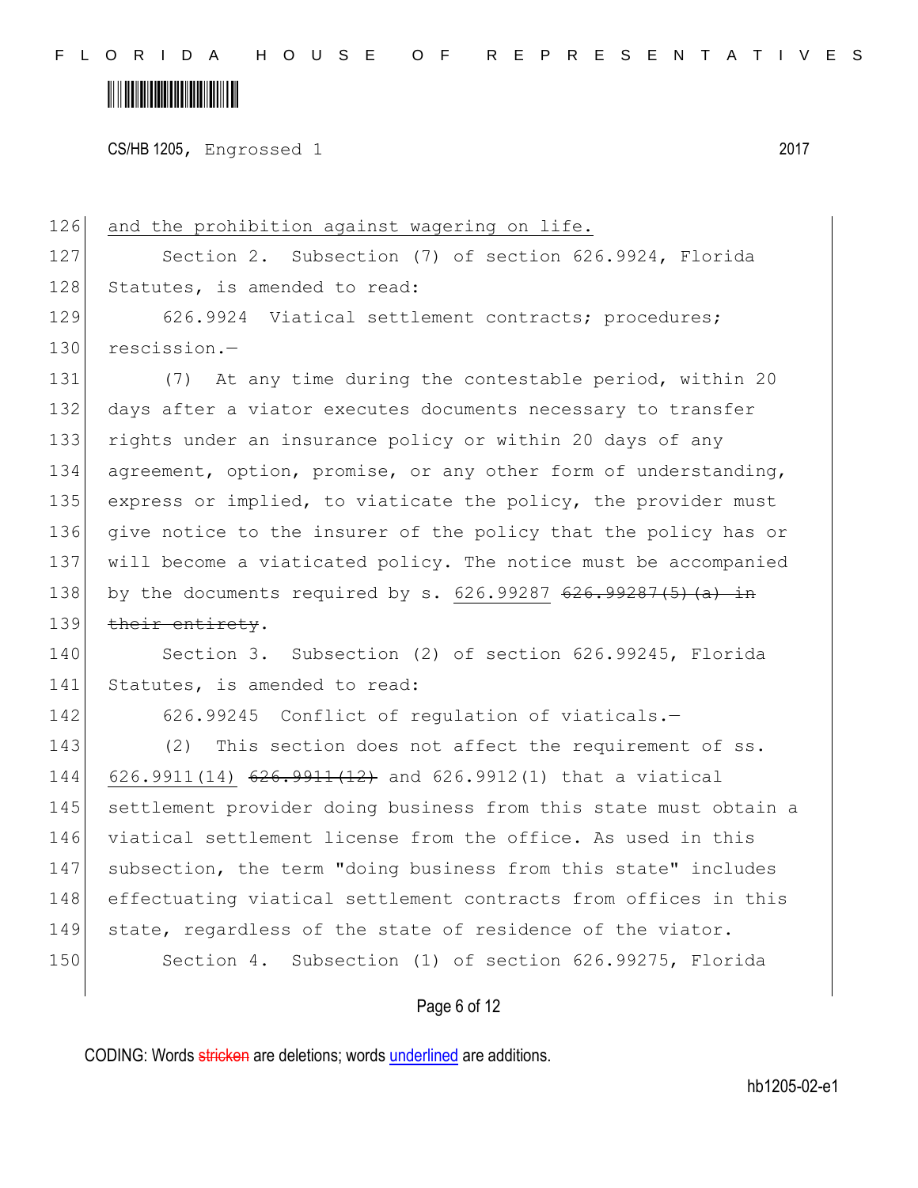and the prohibition against wagering on life.

Section 2. Subsection (7) of section 626.9924, Florida Statutes, is amended to read:

626.9924 Viatical settlement contracts; procedures; rescission.—

(7) At any time during the contestable period, within 20 days after a viator executes documents necessary to transfer rights under an insurance policy or within 20 days of any agreement, option, promise, or any other form of understanding, express or implied, to viaticate the policy, the provider must give notice to the insurer of the policy that the policy has or will become a viaticated policy. The notice must be accompanied by the documents required by s. 626.99287 ~~626.99287(5)(a) in their entirety~~.

Section 3. Subsection (2) of section 626.99245, Florida Statutes, is amended to read:

626.99245 Conflict of regulation of viaticals.—

(2) This section does not affect the requirement of ss. 626.9911(14) ~~626.9911(12)~~ and 626.9912(1) that a viatical settlement provider doing business from this state must obtain a viatical settlement license from the office. As used in this subsection, the term "doing business from this state" includes effectuating viatical settlement contracts from offices in this state, regardless of the state of residence of the viator.

Section 4. Subsection (1) of section 626.99275, Florida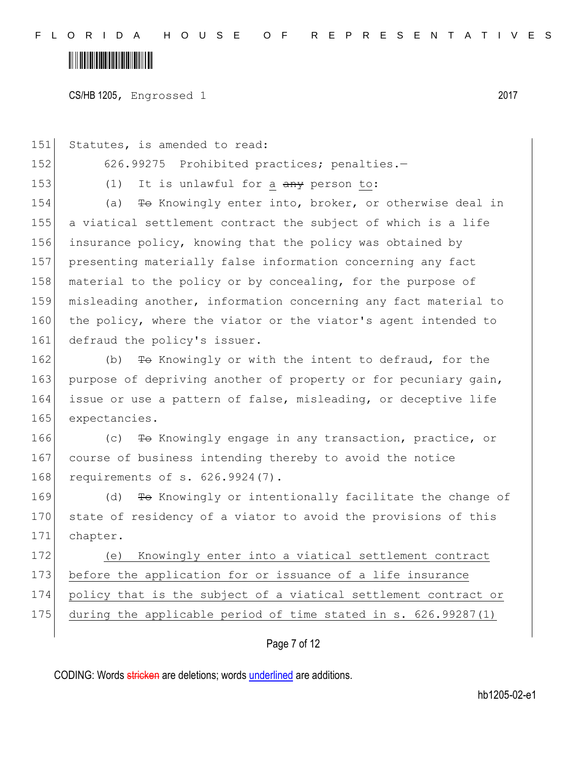Statutes, is amended to read:

626.99275 Prohibited practices; penalties.—

(1) It is unlawful for a ~~any~~ person to:

(a) ~~To~~ Knowingly enter into, broker, or otherwise deal in a viatical settlement contract the subject of which is a life insurance policy, knowing that the policy was obtained by presenting materially false information concerning any fact material to the policy or by concealing, for the purpose of misleading another, information concerning any fact material to the policy, where the viator or the viator's agent intended to defraud the policy's issuer.

(b) ~~To~~ Knowingly or with the intent to defraud, for the purpose of depriving another of property or for pecuniary gain, issue or use a pattern of false, misleading, or deceptive life expectancies.

(c) ~~To~~ Knowingly engage in any transaction, practice, or course of business intending thereby to avoid the notice requirements of s. 626.9924(7).

(d) ~~To~~ Knowingly or intentionally facilitate the change of state of residency of a viator to avoid the provisions of this chapter.

<u>(e) Knowingly enter into a viatical settlement contract before the application for or issuance of a life insurance policy that is the subject of a viatical settlement contract or during the applicable period of time stated in s. 626.99287(1)</u>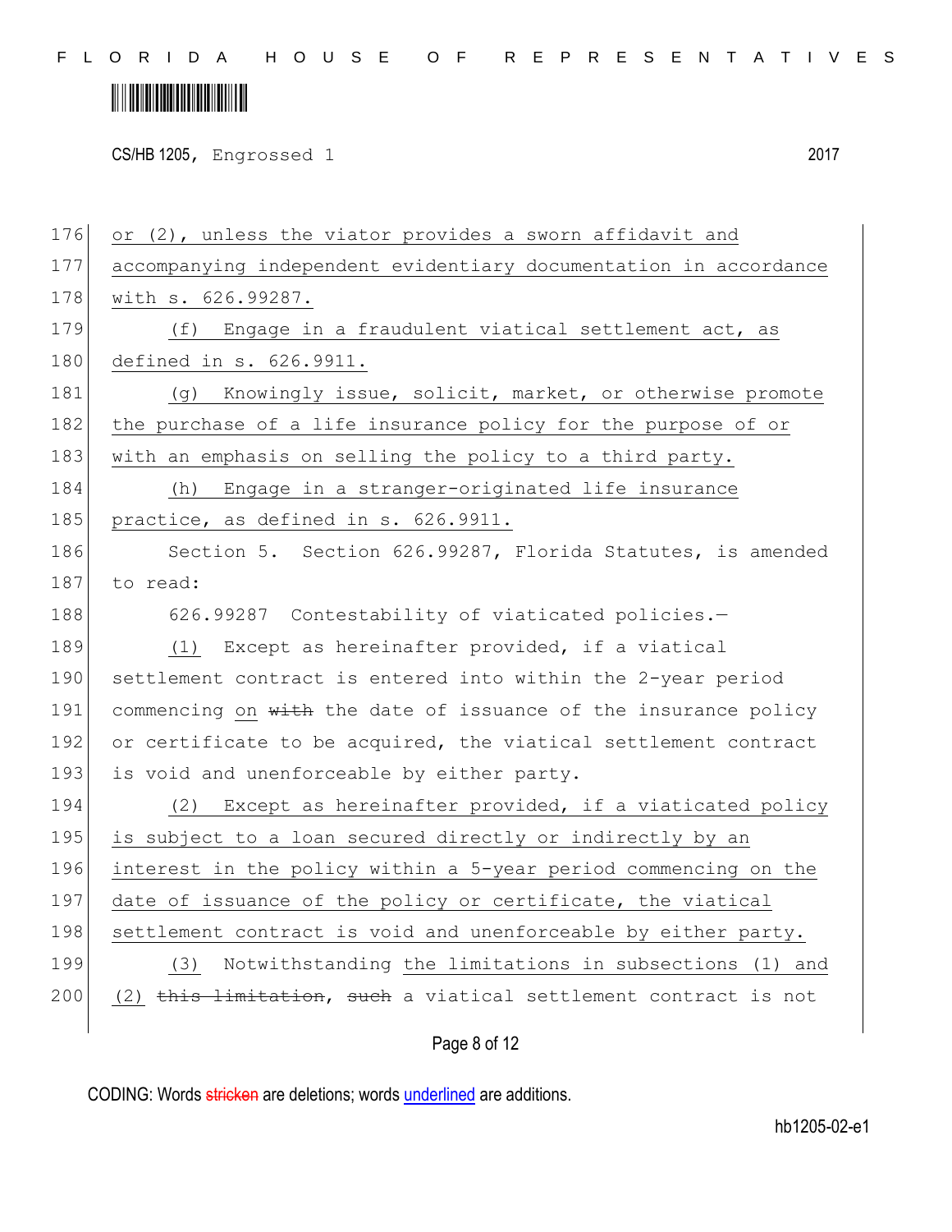or (2), unless the viator provides a sworn affidavit and accompanying independent evidentiary documentation in accordance with s. 626.99287.

(f) Engage in a fraudulent viatical settlement act, as defined in s. 626.9911.

(g) Knowingly issue, solicit, market, or otherwise promote the purchase of a life insurance policy for the purpose of or with an emphasis on selling the policy to a third party.

(h) Engage in a stranger-originated life insurance practice, as defined in s. 626.9911.

Section 5. Section 626.99287, Florida Statutes, is amended to read:

626.99287 Contestability of viaticated policies.—

(1) Except as hereinafter provided, if a viatical settlement contract is entered into within the 2-year period commencing on ~~with~~ the date of issuance of the insurance policy or certificate to be acquired, the viatical settlement contract is void and unenforceable by either party.

(2) Except as hereinafter provided, if a viaticated policy is subject to a loan secured directly or indirectly by an interest in the policy within a 5-year period commencing on the date of issuance of the policy or certificate, the viatical settlement contract is void and unenforceable by either party.

(3) Notwithstanding the limitations in subsections (1) and (2) ~~this limitation~~, ~~such~~ a viatical settlement contract is not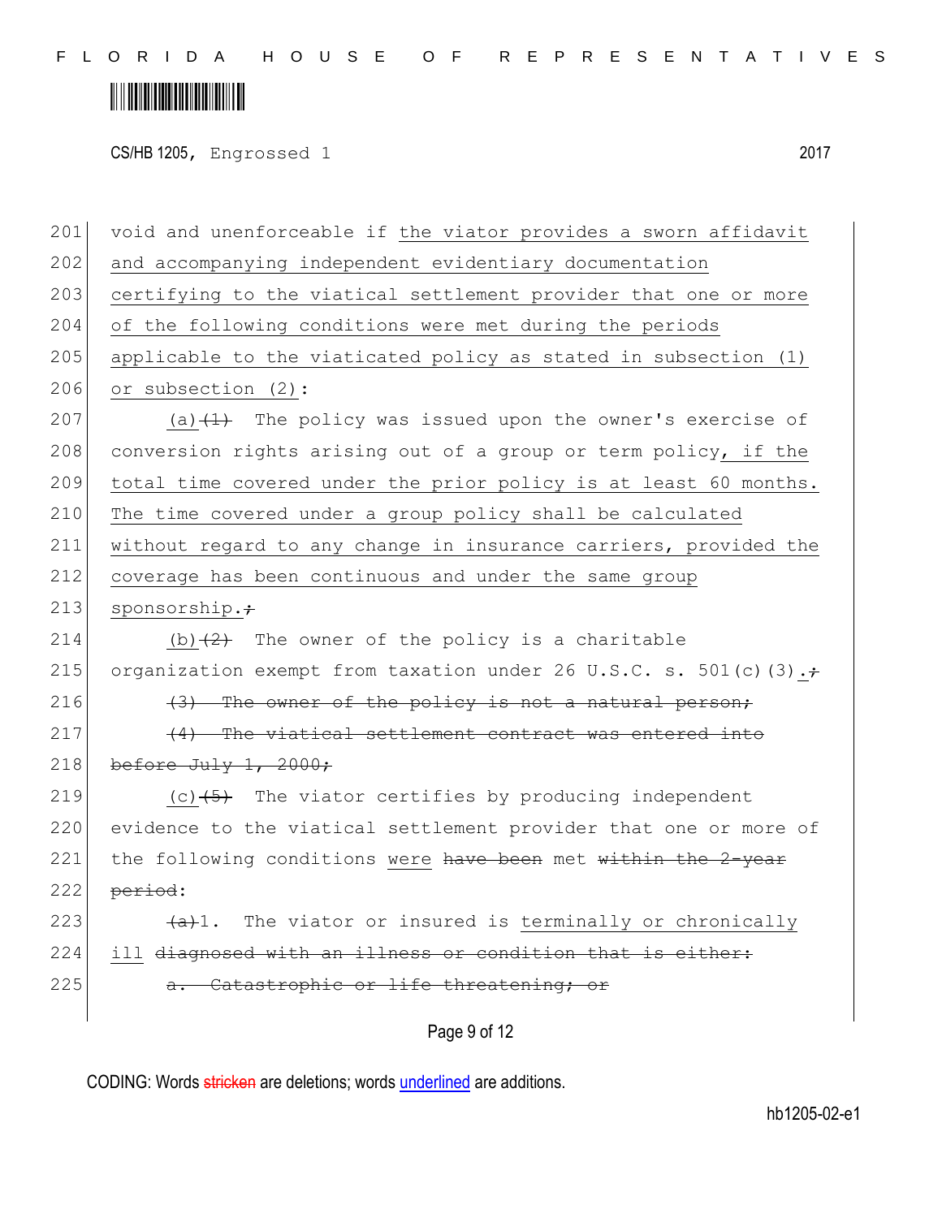void and unenforceable if <u>the viator provides a sworn affidavit and accompanying independent evidentiary documentation certifying to the viatical settlement provider that one or more of the following conditions were met during the periods applicable to the viaticated policy as stated in subsection (1) or subsection (2)</u>:

<u>(a)</u>~~(1)~~ The policy was issued upon the owner's exercise of conversion rights arising out of a group or term policy<u>, if the total time covered under the prior policy is at least 60 months. The time covered under a group policy shall be calculated without regard to any change in insurance carriers, provided the coverage has been continuous and under the same group sponsorship.</u>~~;~~

<u>(b)</u>~~(2)~~ The owner of the policy is a charitable organization exempt from taxation under 26 U.S.C. s. 501(c)(3)<u>.</u>~~;~~

~~(3) The owner of the policy is not a natural person;~~

~~(4) The viatical settlement contract was entered into before July 1, 2000;~~

<u>(c)</u>~~(5)~~ The viator certifies by producing independent evidence to the viatical settlement provider that one or more of the following conditions <u>were</u> ~~have been~~ met ~~within the 2-year period~~:

~~(a)~~1. The viator or insured is <u>terminally or chronically ill</u> ~~diagnosed with an illness or condition that is either:~~

~~a. Catastrophic or life threatening; or~~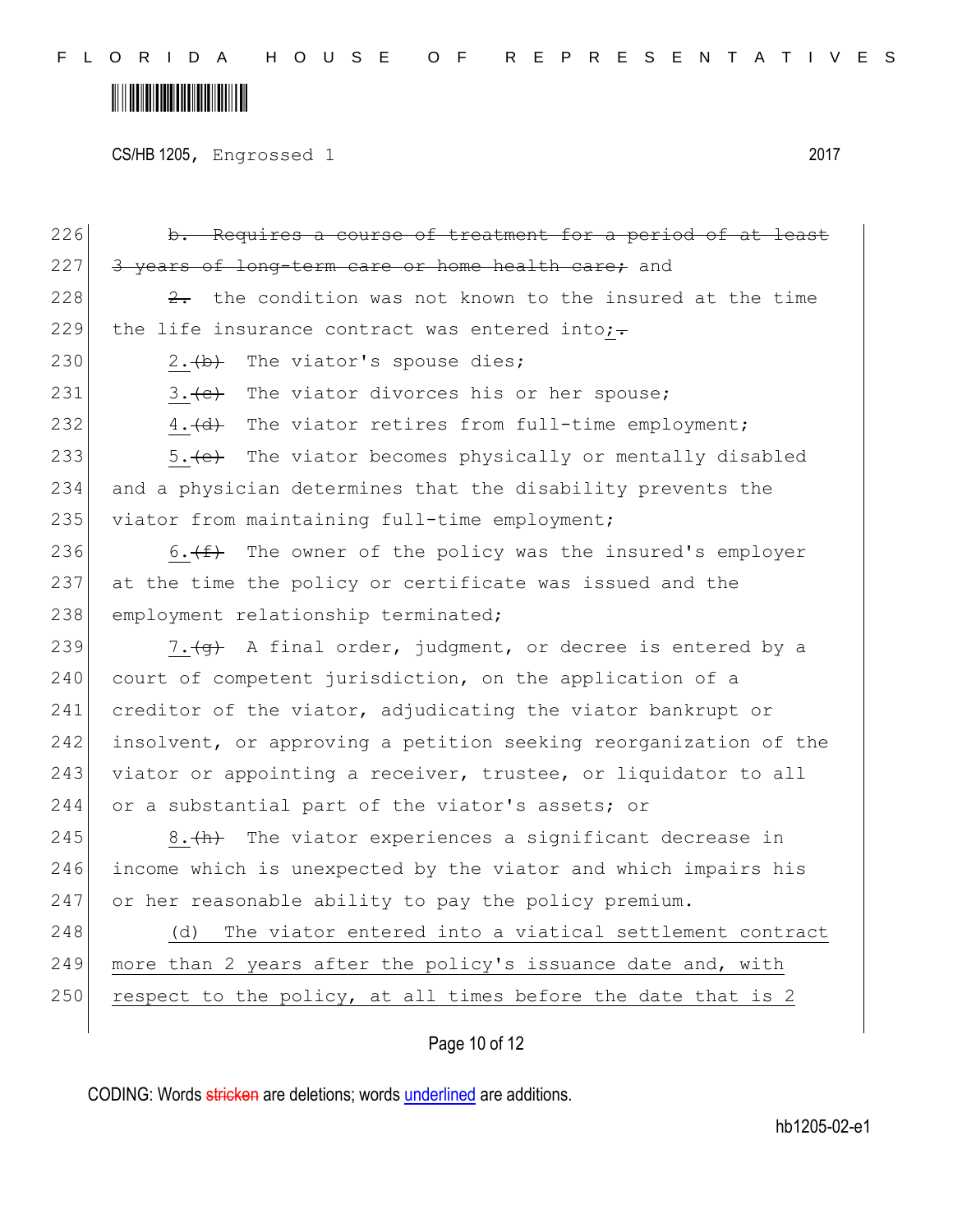b. Requires a course of treatment for a period of at least 3 years of long-term care or home health care; and

2. the condition was not known to the insured at the time the life insurance contract was entered into;.

2.(b) The viator's spouse dies;

3.(c) The viator divorces his or her spouse;

4.(d) The viator retires from full-time employment;

5.(e) The viator becomes physically or mentally disabled and a physician determines that the disability prevents the viator from maintaining full-time employment;

6.(f) The owner of the policy was the insured's employer at the time the policy or certificate was issued and the employment relationship terminated;

7.(g) A final order, judgment, or decree is entered by a court of competent jurisdiction, on the application of a creditor of the viator, adjudicating the viator bankrupt or insolvent, or approving a petition seeking reorganization of the viator or appointing a receiver, trustee, or liquidator to all or a substantial part of the viator's assets; or

8.(h) The viator experiences a significant decrease in income which is unexpected by the viator and which impairs his or her reasonable ability to pay the policy premium.

(d) The viator entered into a viatical settlement contract more than 2 years after the policy's issuance date and, with respect to the policy, at all times before the date that is 2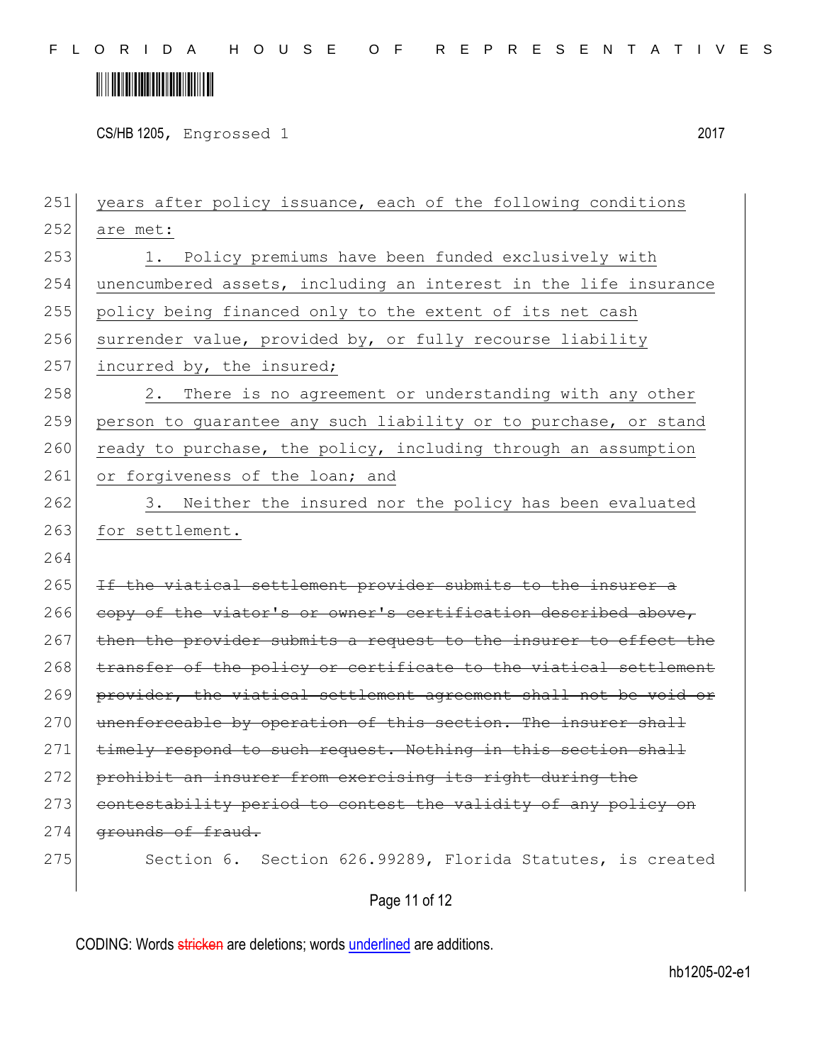years after policy issuance, each of the following conditions are met:

1. Policy premiums have been funded exclusively with unencumbered assets, including an interest in the life insurance policy being financed only to the extent of its net cash surrender value, provided by, or fully recourse liability incurred by, the insured;

2. There is no agreement or understanding with any other person to guarantee any such liability or to purchase, or stand ready to purchase, the policy, including through an assumption or forgiveness of the loan; and

3. Neither the insured nor the policy has been evaluated for settlement.

~~If the viatical settlement provider submits to the insurer a copy of the viator's or owner's certification described above, then the provider submits a request to the insurer to effect the transfer of the policy or certificate to the viatical settlement provider, the viatical settlement agreement shall not be void or unenforceable by operation of this section. The insurer shall timely respond to such request. Nothing in this section shall prohibit an insurer from exercising its right during the contestability period to contest the validity of any policy on grounds of fraud.~~

Section 6. Section 626.99289, Florida Statutes, is created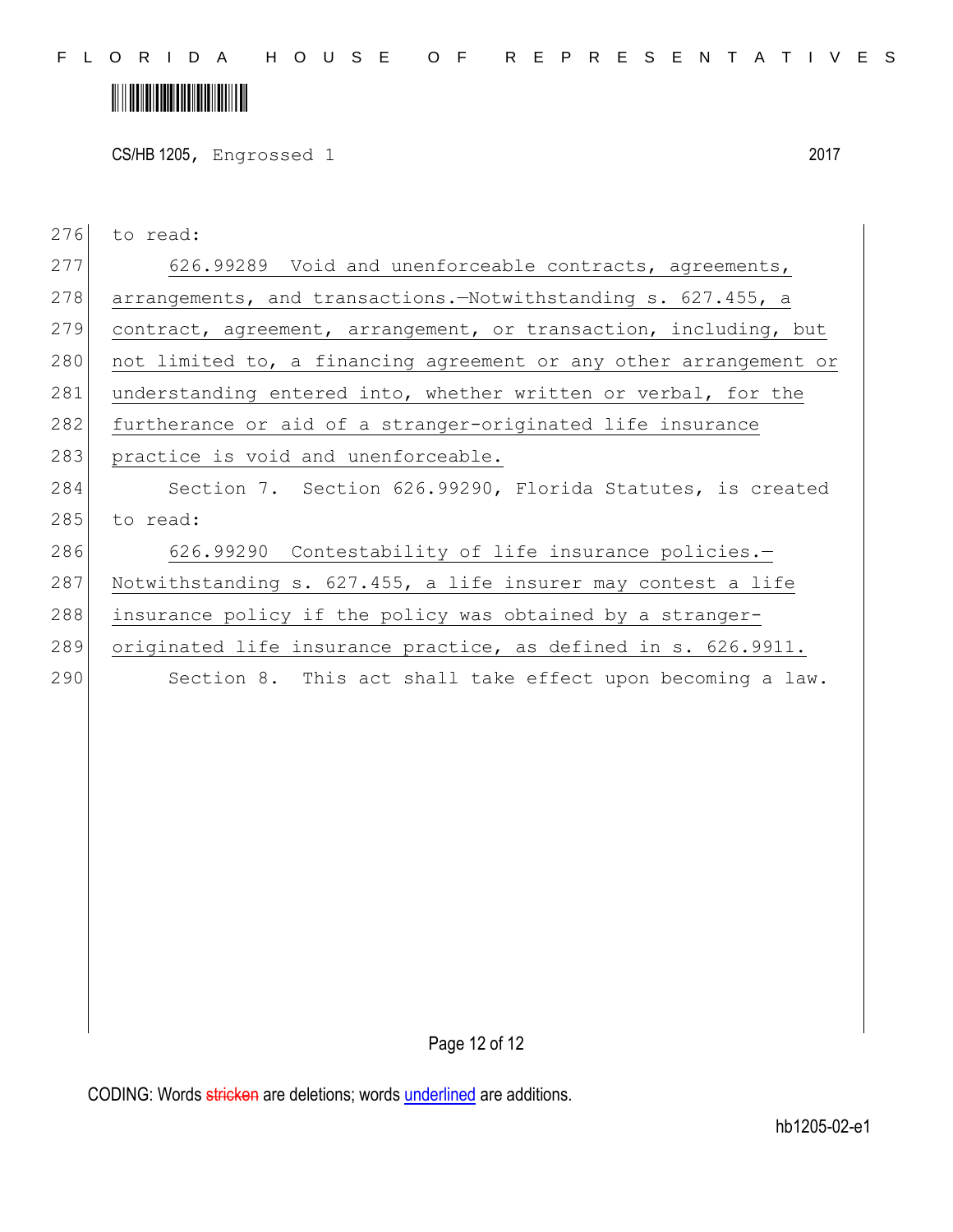to read:

626.99289 Void and unenforceable contracts, agreements, arrangements, and transactions.—Notwithstanding s. 627.455, a contract, agreement, arrangement, or transaction, including, but not limited to, a financing agreement or any other arrangement or understanding entered into, whether written or verbal, for the furtherance or aid of a stranger-originated life insurance practice is void and unenforceable.

Section 7. Section 626.99290, Florida Statutes, is created to read:

626.99290 Contestability of life insurance policies.—Notwithstanding s. 627.455, a life insurer may contest a life insurance policy if the policy was obtained by a stranger-originated life insurance practice, as defined in s. 626.9911.

Section 8. This act shall take effect upon becoming a law.